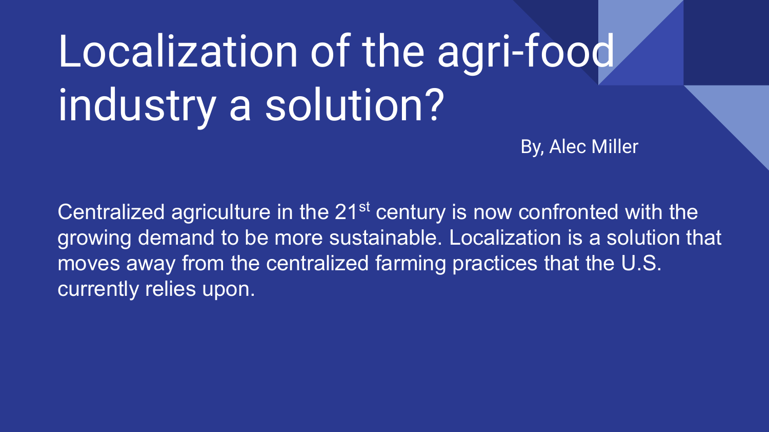# Localization of the agri-food industry a solution?

By, Alec Miller

Centralized agriculture in the 21st century is now confronted with the growing demand to be more sustainable. Localization is a solution that moves away from the centralized farming practices that the U.S. currently relies upon.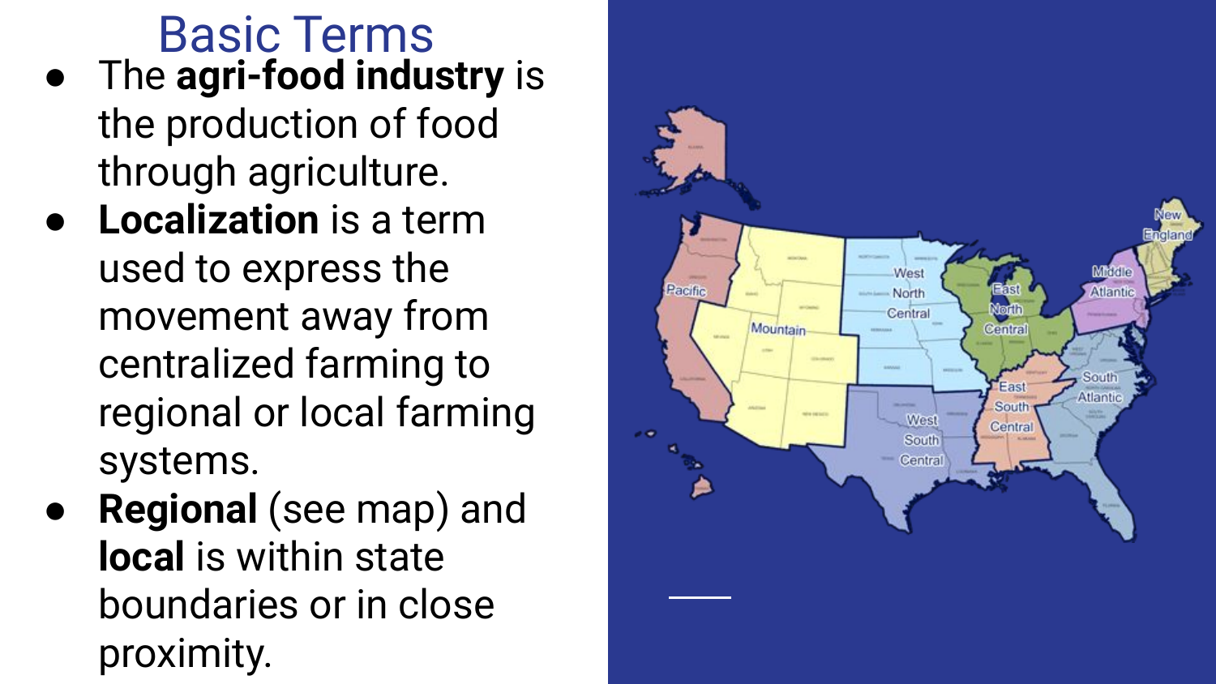# Basic Terms

- The **agri-food industry** is the production of food through agriculture.
- **Localization** is a term used to express the movement away from centralized farming to regional or local farming systems.
- **Regional** (see map) and **local** is within state boundaries or in close proximity.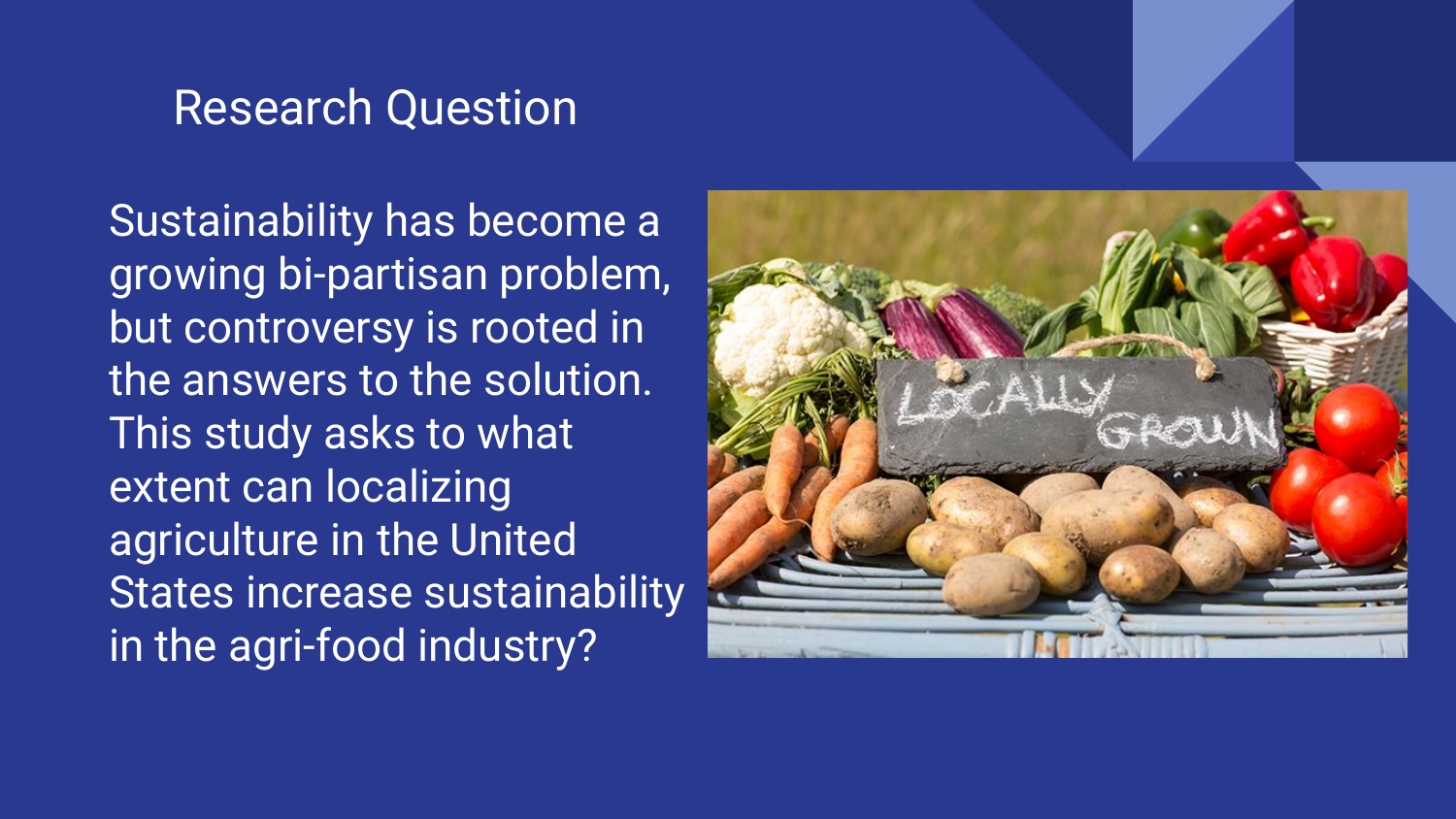# Research Question

Sustainability has become a growing bi-partisan problem, but controversy is rooted in the answers to the solution. This study asks to what extent can localizing agriculture in the United States increase sustainability in the agri-food industry?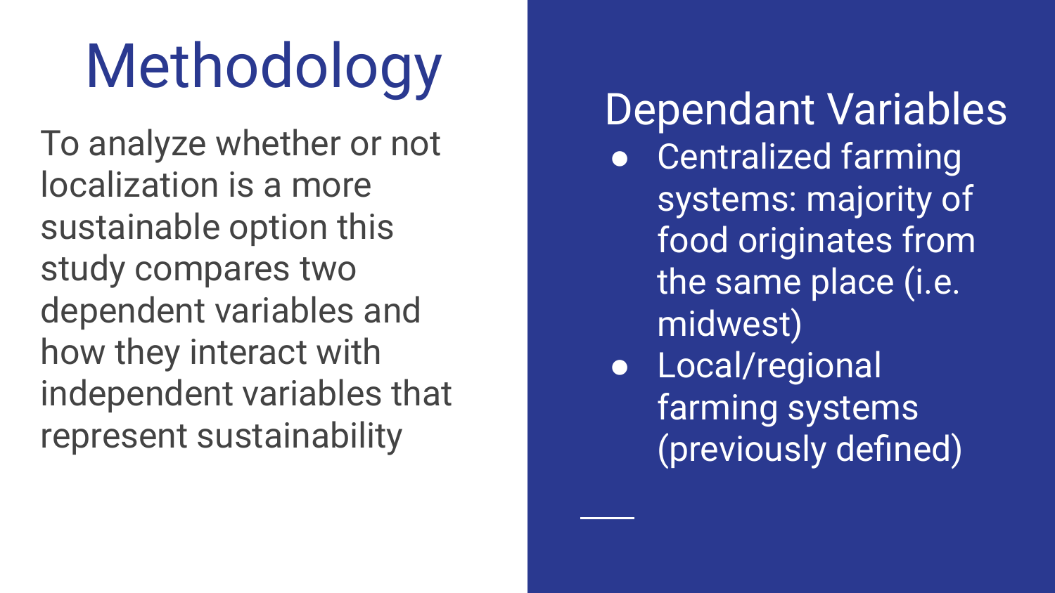# Methodology

To analyze whether or not localization is a more sustainable option this study compares two dependent variables and how they interact with independent variables that represent sustainability

## Dependant Variables

- Centralized farming systems: majority of food originates from the same place (i.e. midwest)
- Local/regional farming systems (previously defined)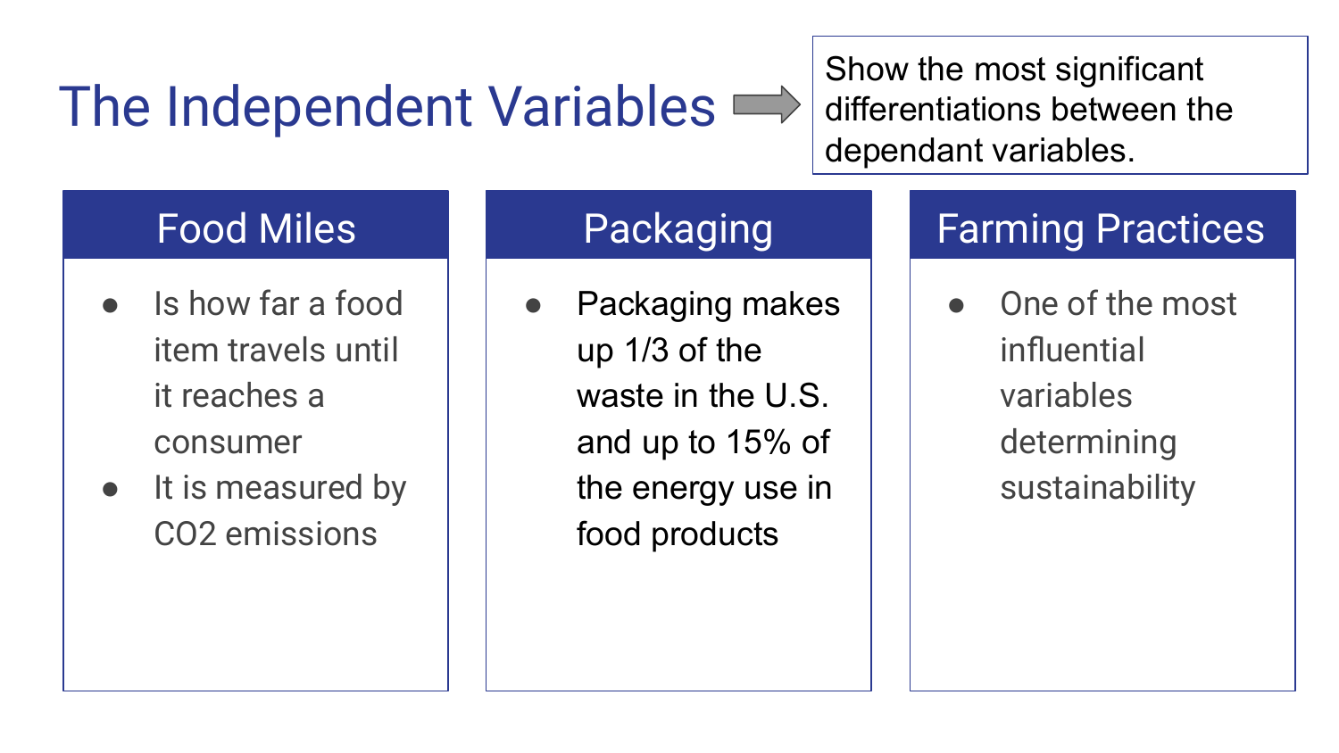# The Independent Variables

Show the most significant differentiations between the dependant variables.

## Food Miles

- Is how far a food item travels until it reaches a consumer
- It is measured by $CO_2$ emissions

## Packaging

- Packaging makes up 1/3 of the waste in the U.S. and up to 15% of the energy use in food products

## Farming Practices

- One of the most influential variables determining sustainability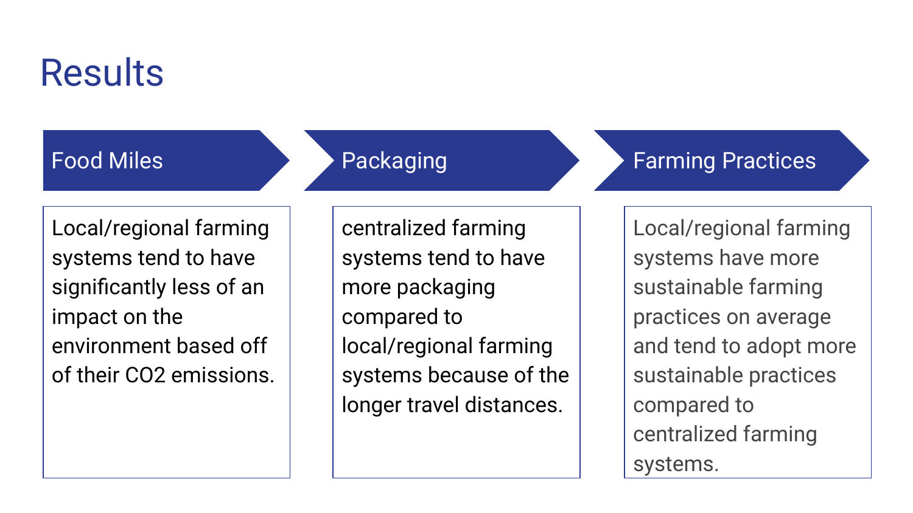# Results

## Food Miles

Local/regional farming systems tend to have significantly less of an impact on the environment based off of their $CO_2$ emissions.

## Packaging

centralized farming systems tend to have more packaging compared to local/regional farming systems because of the longer travel distances.

## Farming Practices

Local/regional farming systems have more sustainable farming practices on average and tend to adopt more sustainable practices compared to centralized farming systems.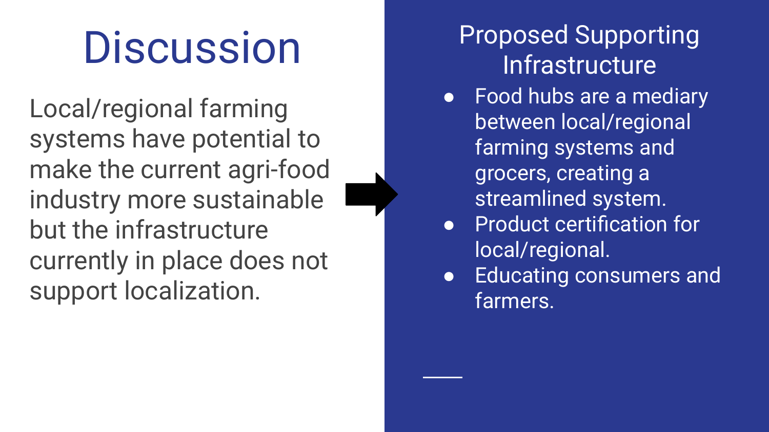# Discussion

Local/regional farming systems have potential to make the current agri-food industry more sustainable but the infrastructure currently in place does not support localization.

## Proposed Supporting Infrastructure

- Food hubs are a mediary between local/regional farming systems and grocers, creating a streamlined system.
- Product certification for local/regional.
- Educating consumers and farmers.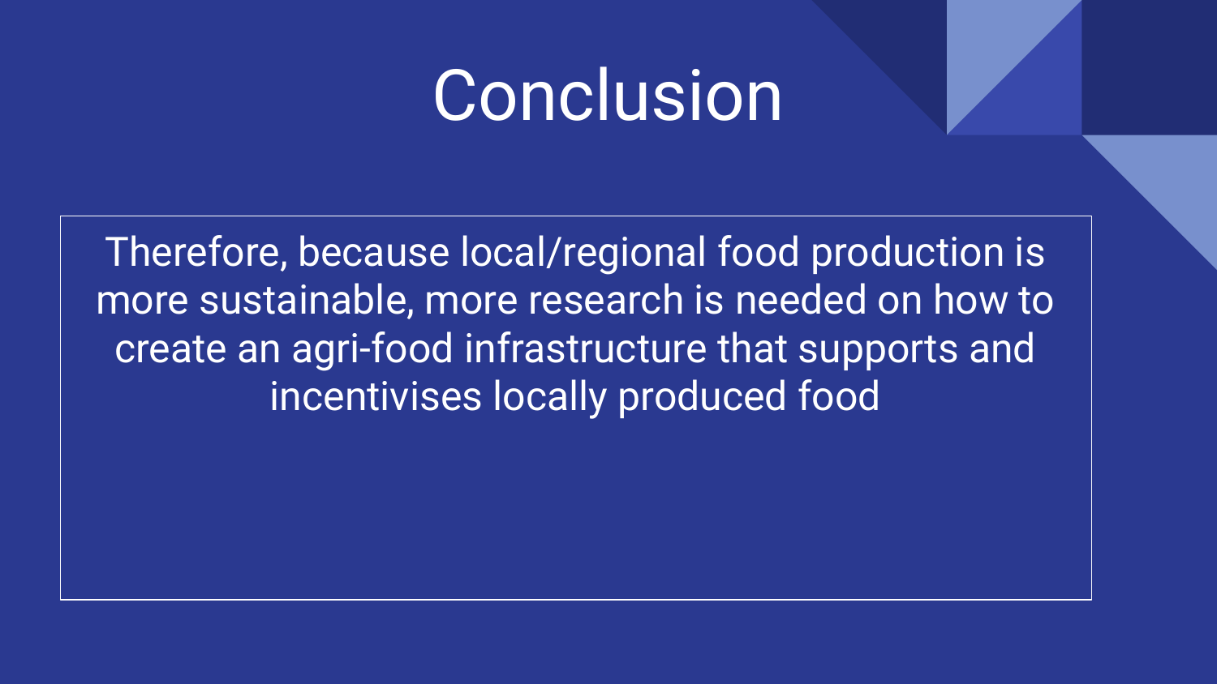# Conclusion

Therefore, because local/regional food production is more sustainable, more research is needed on how to create an agri-food infrastructure that supports and incentivises locally produced food